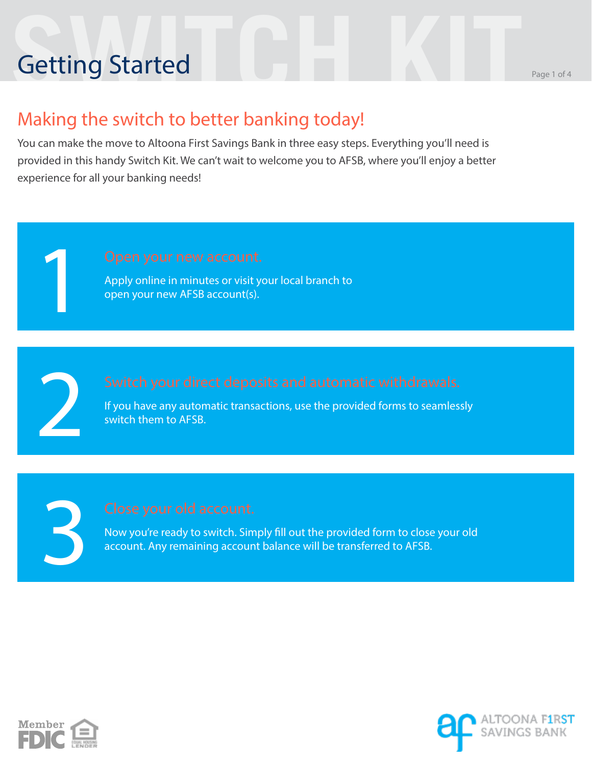# Getting Started

## Making the switch to better banking today!

You can make the move to Altoona First Savings Bank in three easy steps. Everything you'll need is provided in this handy Switch Kit. We can't wait to welcome you to AFSB, where you'll enjoy a better experience for all your banking needs!

### 1 Open your new account.

Apply online in minutes or visit your local branch to open your new AFSB account(s).

### 2 Switch your direct deposits and automatic withdrawals.

If you have any automatic transactions, use the provided forms to seamlessly switch them to AFSB.

### 3 Close your old account.

Now you're ready to switch. Simply fill out the provided form to close your old account. Any remaining account balance will be transferred to AFSB.

Member FDIC | Equal Housing Lender

ALTOONA FIRST SAVINGS BANK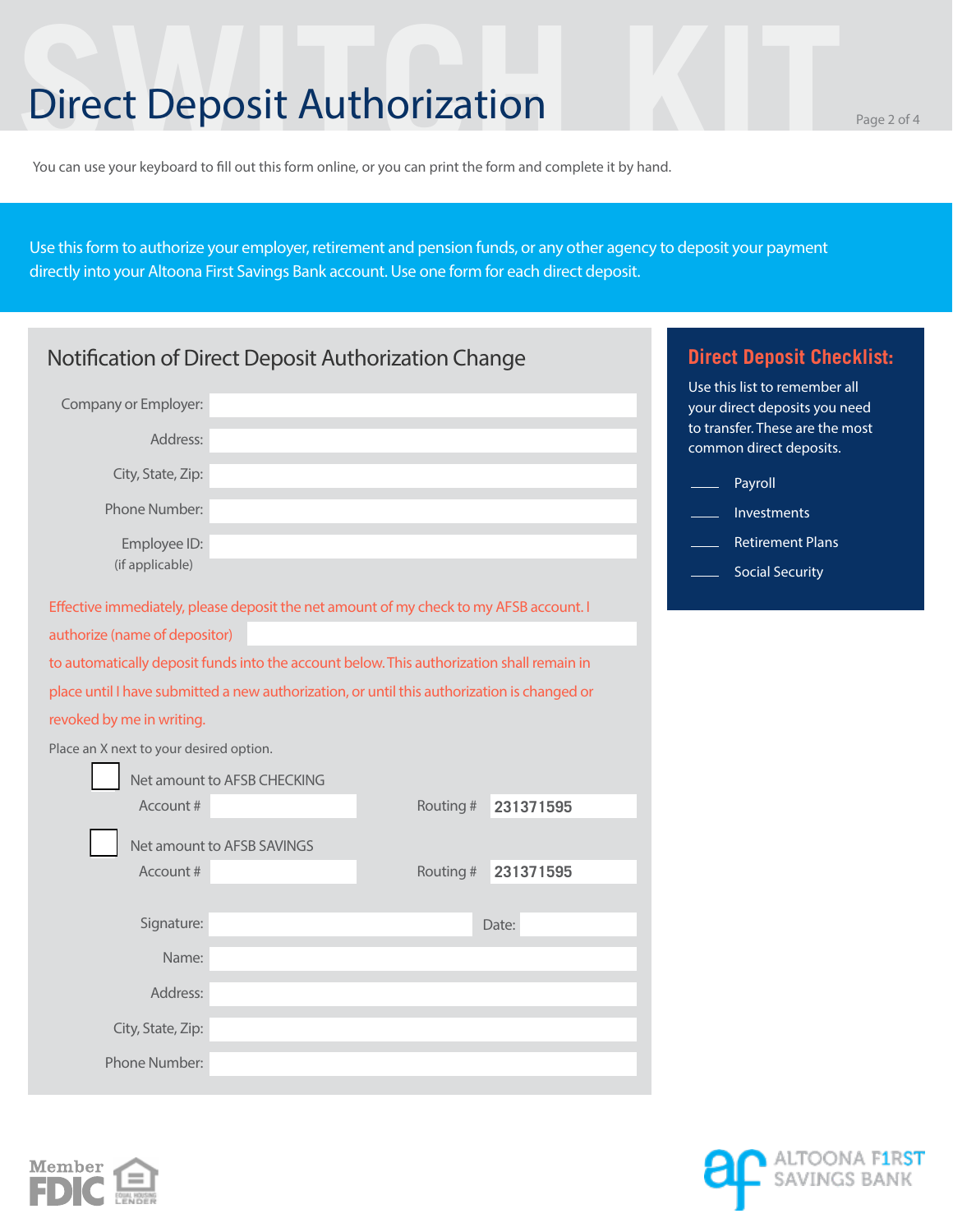# Direct Deposit Authorization

You can use your keyboard to fill out this form online, or you can print the form and complete it by hand.

Use this form to authorize your employer, retirement and pension funds, or any other agency to deposit your payment directly into your Altoona First Savings Bank account. Use one form for each direct deposit.

## Notification of Direct Deposit Authorization Change

Company or Employer: ____________________

Address: ____________________

City, State, Zip: ____________________

Phone Number: ____________________

Employee ID: ____________________
(if applicable)

Effective immediately, please deposit the net amount of my check to my AFSB account. I authorize (name of depositor) ____________________ to automatically deposit funds into the account below. This authorization shall remain in place until I have submitted a new authorization, or until this authorization is changed or revoked by me in writing.

Place an X next to your desired option.

☐ Net amount to AFSB CHECKING

Account # ____________ Routing # 231371595

☐ Net amount to AFSB SAVINGS

Account # ____________ Routing # 231371595

Signature: ____________________ Date: __________

Name: ____________________

Address: ____________________

City, State, Zip: ____________________

Phone Number: ____________________

## Direct Deposit Checklist:

Use this list to remember all your direct deposits you need to transfer. These are the most common direct deposits.

- ____ Payroll
- ____ Investments
- ____ Retirement Plans
- ____ Social Security

Member FDIC

Equal Housing Lender

ALTOONA F1RST SAVINGS BANK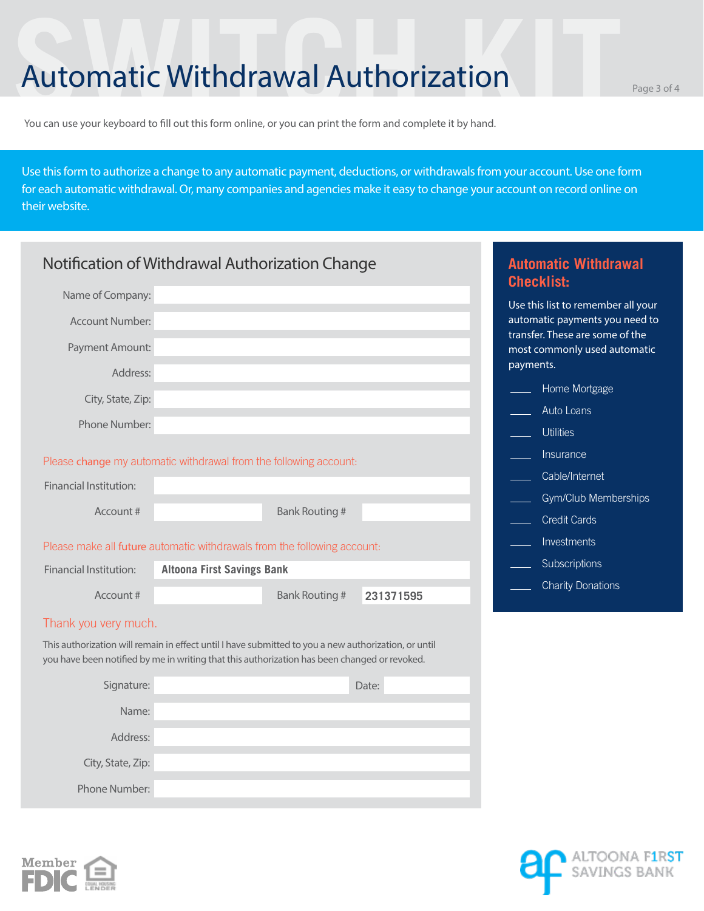# Automatic Withdrawal Authorization

You can use your keyboard to fill out this form online, or you can print the form and complete it by hand.

Use this form to authorize a change to any automatic payment, deductions, or withdrawals from your account. Use one form for each automatic withdrawal. Or, many companies and agencies make it easy to change your account on record online on their website.

## Notification of Withdrawal Authorization Change

Name of Company: ____________________

Account Number: ____________________

Payment Amount: ____________________

Address: ____________________

City, State, Zip: ____________________

Phone Number: ____________________

Please **change** my automatic withdrawal from the following account:

Financial Institution: ____________________

Account # ____________________ Bank Routing # ____________________

Please make all **future** automatic withdrawals from the following account:

Financial Institution: **Altoona First Savings Bank**

Account # ____________________ Bank Routing # **231371595**

Thank you very much.

This authorization will remain in effect until I have submitted to you a new authorization, or until you have been notified by me in writing that this authorization has been changed or revoked.

Signature: ____________________ Date: __________

Name: ____________________

Address: ____________________

City, State, Zip: ____________________

Phone Number: ____________________

## Automatic Withdrawal Checklist:

Use this list to remember all your automatic payments you need to transfer. These are some of the most commonly used automatic payments.

- ____ Home Mortgage
- ____ Auto Loans
- ____ Utilities
- ____ Insurance
- ____ Cable/Internet
- ____ Gym/Club Memberships
- ____ Credit Cards
- ____ Investments
- ____ Subscriptions
- ____ Charity Donations

Member FDIC — Equal Housing Lender

Altoona First Savings Bank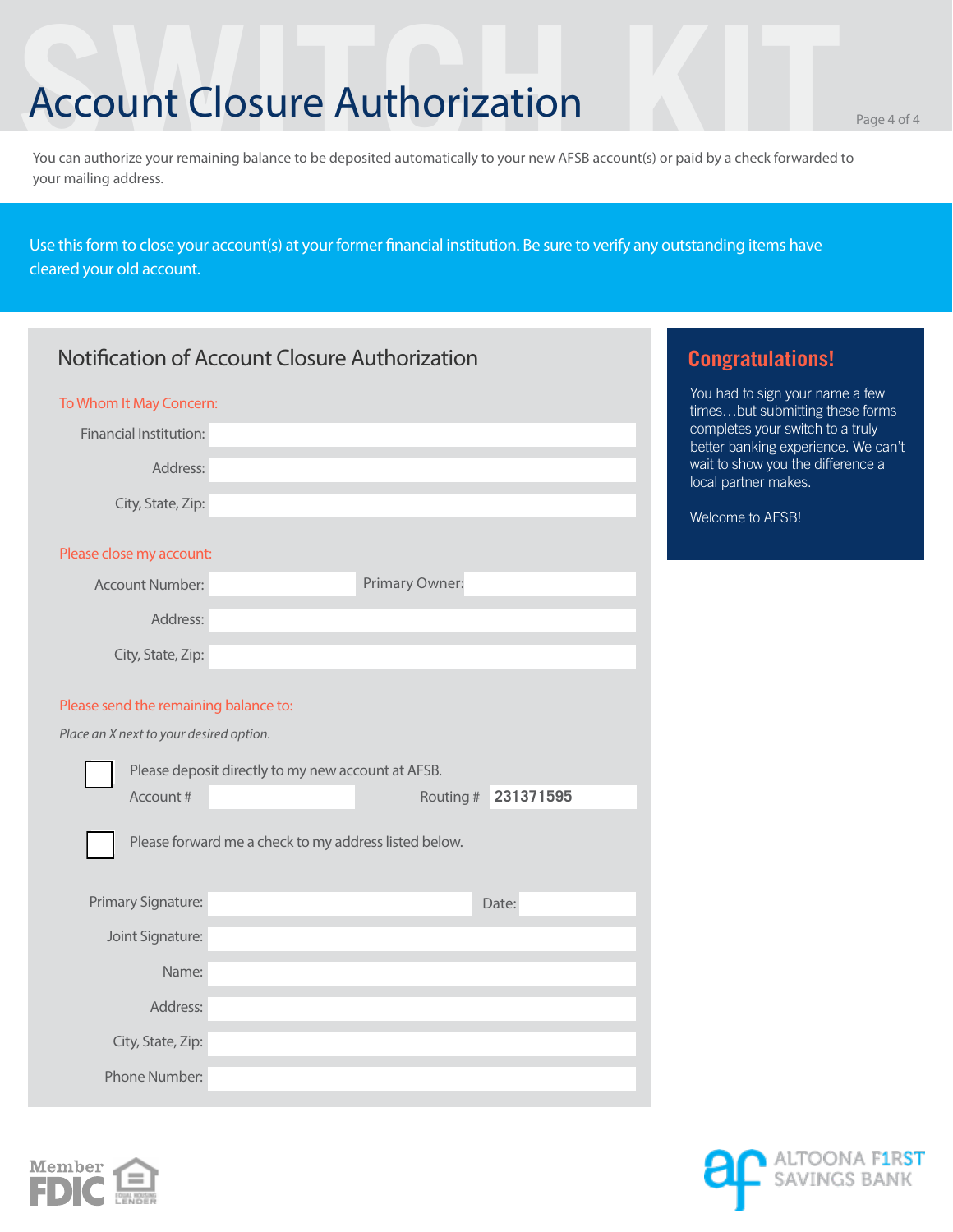# Account Closure Authorization

You can authorize your remaining balance to be deposited automatically to your new AFSB account(s) or paid by a check forwarded to your mailing address.

Use this form to close your account(s) at your former financial institution. Be sure to verify any outstanding items have cleared your old account.

## Notification of Account Closure Authorization

To Whom It May Concern:

Financial Institution: ____________________

Address: ____________________

City, State, Zip: ____________________

Please close my account:

Account Number: ____________________ Primary Owner: ____________________

Address: ____________________

City, State, Zip: ____________________

Please send the remaining balance to:

*Place an X next to your desired option.*

☐ Please deposit directly to my new account at AFSB.
Account # ____________________ Routing # 231371595

☐ Please forward me a check to my address listed below.

Primary Signature: ____________________ Date: ____________________

Joint Signature: ____________________

Name: ____________________

Address: ____________________

City, State, Zip: ____________________

Phone Number: ____________________

## Congratulations!

You had to sign your name a few times…but submitting these forms completes your switch to a truly better banking experience. We can't wait to show you the difference a local partner makes.

Welcome to AFSB!

Member FDIC

Equal Housing Lender

ALTOONA F1RST SAVINGS BANK